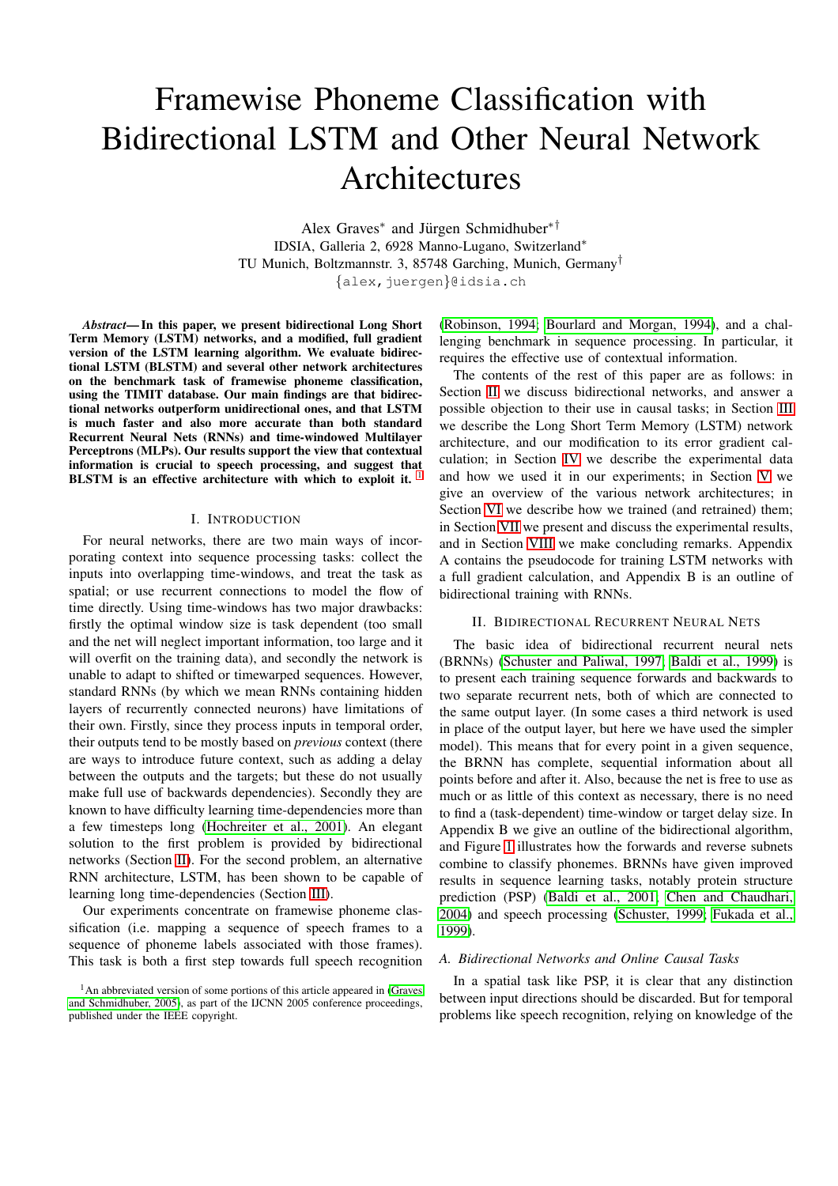# Framewise Phoneme Classification with Bidirectional LSTM and Other Neural Network Architectures

Alex Graves[*] [†] and Jürgen Schmidhuber[*] [†]
IDSIA, Galleria 2, 6928 Manno-Lugano, Switzerland[*]
TU Munich, Boltzmannstr. 3, 85748 Garching, Munich, Germany[†]
{alex,juergen}@idsia.ch

***Abstract*— In this paper, we present bidirectional Long Short Term Memory (LSTM) networks, and a modified, full gradient version of the LSTM learning algorithm. We evaluate bidirectional LSTM (BLSTM) and several other network architectures on the benchmark task of framewise phoneme classification, using the TIMIT database. Our main findings are that bidirectional networks outperform unidirectional ones, and that LSTM is much faster and also more accurate than both standard Recurrent Neural Nets (RNNs) and time-windowed Multilayer Perceptrons (MLPs). Our results support the view that contextual information is crucial to speech processing, and suggest that BLSTM is an effective architecture with which to exploit it.** [1]

## I. Introduction

For neural networks, there are two main ways of incorporating context into sequence processing tasks: collect the inputs into overlapping time-windows, and treat the task as spatial; or use recurrent connections to model the flow of time directly. Using time-windows has two major drawbacks: firstly the optimal window size is task dependent (too small and the net will neglect important information, too large and it will overfit on the training data), and secondly the network is unable to adapt to shifted or timewarped sequences. However, standard RNNs (by which we mean RNNs containing hidden layers of recurrently connected neurons) have limitations of their own. Firstly, since they process inputs in temporal order, their outputs tend to be mostly based on *previous* context (there are ways to introduce future context, such as adding a delay between the outputs and the targets; but these do not usually make full use of backwards dependencies). Secondly they are known to have difficulty learning time-dependencies more than a few timesteps long (Hochreiter et al., 2001). An elegant solution to the first problem is provided by bidirectional networks (Section II). For the second problem, an alternative RNN architecture, LSTM, has been shown to be capable of learning long time-dependencies (Section III).

Our experiments concentrate on framewise phoneme classification (i.e. mapping a sequence of speech frames to a sequence of phoneme labels associated with those frames). This task is both a first step towards full speech recognition (Robinson, 1994; Bourlard and Morgan, 1994), and a challenging benchmark in sequence processing. In particular, it requires the effective use of contextual information.

The contents of the rest of this paper are as follows: in Section II we discuss bidirectional networks, and answer a possible objection to their use in causal tasks; in Section III we describe the Long Short Term Memory (LSTM) network architecture, and our modification to its error gradient calculation; in Section IV we describe the experimental data and how we used it in our experiments; in Section V we give an overview of the various network architectures; in Section VI we describe how we trained (and retrained) them; in Section VII we present and discuss the experimental results, and in Section VIII we make concluding remarks. Appendix A contains the pseudocode for training LSTM networks with a full gradient calculation, and Appendix B is an outline of bidirectional training with RNNs.

## II. Bidirectional Recurrent Neural Nets

The basic idea of bidirectional recurrent neural nets (BRNNs) (Schuster and Paliwal, 1997; Baldi et al., 1999) is to present each training sequence forwards and backwards to two separate recurrent nets, both of which are connected to the same output layer. (In some cases a third network is used in place of the output layer, but here we have used the simpler model). This means that for every point in a given sequence, the BRNN has complete, sequential information about all points before and after it. Also, because the net is free to use as much or as little of this context as necessary, there is no need to find a (task-dependent) time-window or target delay size. In Appendix B we give an outline of the bidirectional algorithm, and Figure 1 illustrates how the forwards and reverse subnets combine to classify phonemes. BRNNs have given improved results in sequence learning tasks, notably protein structure prediction (PSP) (Baldi et al., 2001; Chen and Chaudhari, 2004) and speech processing (Schuster, 1999; Fukada et al., 1999).

### A. Bidirectional Networks and Online Causal Tasks

In a spatial task like PSP, it is clear that any distinction between input directions should be discarded. But for temporal problems like speech recognition, relying on knowledge of the

[1] An abbreviated version of some portions of this article appeared in (Graves and Schmidhuber, 2005), as part of the IJCNN 2005 conference proceedings, published under the IEEE copyright.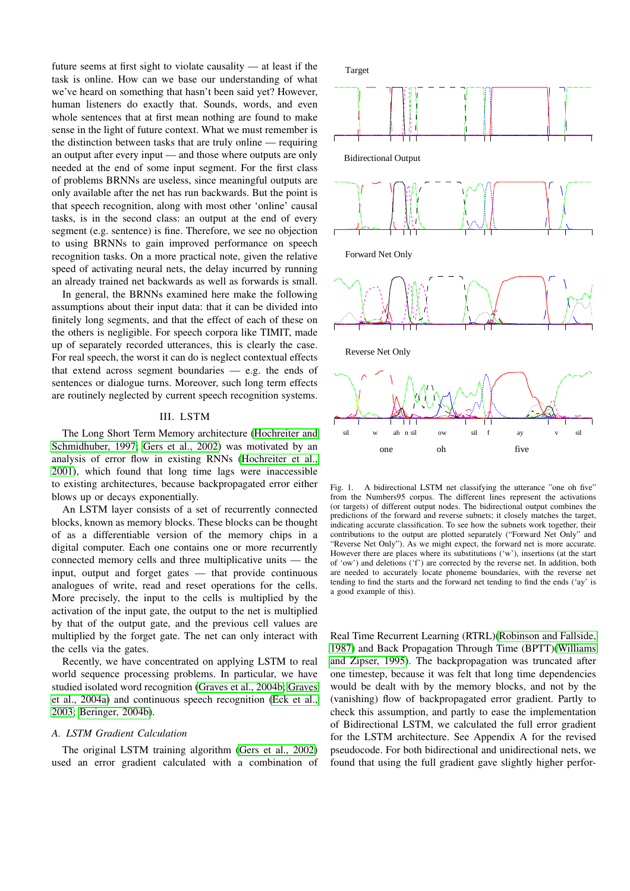future seems at first sight to violate causality — at least if the task is online. How can we base our understanding of what we've heard on something that hasn't been said yet? However, human listeners do exactly that. Sounds, words, and even whole sentences that at first mean nothing are found to make sense in the light of future context. What we must remember is the distinction between tasks that are truly online — requiring an output after every input — and those where outputs are only needed at the end of some input segment. For the first class of problems BRNNs are useless, since meaningful outputs are only available after the net has run backwards. But the point is that speech recognition, along with most other 'online' causal tasks, is in the second class: an output at the end of every segment (e.g. sentence) is fine. Therefore, we see no objection to using BRNNs to gain improved performance on speech recognition tasks. On a more practical note, given the relative speed of activating neural nets, the delay incurred by running an already trained net backwards as well as forwards is small.

In general, the BRNNs examined here make the following assumptions about their input data: that it can be divided into finitely long segments, and that the effect of each of these on the others is negligible. For speech corpora like TIMIT, made up of separately recorded utterances, this is clearly the case. For real speech, the worst it can do is neglect contextual effects that extend across segment boundaries — e.g. the ends of sentences or dialogue turns. Moreover, such long term effects are routinely neglected by current speech recognition systems.

## III. LSTM

The Long Short Term Memory architecture (Hochreiter and Schmidhuber, 1997; Gers et al., 2002) was motivated by an analysis of error flow in existing RNNs (Hochreiter et al., 2001), which found that long time lags were inaccessible to existing architectures, because backpropagated error either blows up or decays exponentially.

An LSTM layer consists of a set of recurrently connected blocks, known as memory blocks. These blocks can be thought of as a differentiable version of the memory chips in a digital computer. Each one contains one or more recurrently connected memory cells and three multiplicative units — the input, output and forget gates — that provide continuous analogues of write, read and reset operations for the cells. More precisely, the input to the cells is multiplied by the activation of the input gate, the output to the net is multiplied by that of the output gate, and the previous cell values are multiplied by the forget gate. The net can only interact with the cells via the gates.

Recently, we have concentrated on applying LSTM to real world sequence processing problems. In particular, we have studied isolated word recognition (Graves et al., 2004b; Graves et al., 2004a) and continuous speech recognition (Eck et al., 2003; Beringer, 2004b).

### A. LSTM Gradient Calculation

The original LSTM training algorithm (Gers et al., 2002) used an error gradient calculated with a combination of Real Time Recurrent Learning (RTRL)(Robinson and Fallside, 1987) and Back Propagation Through Time (BPTT)(Williams and Zipser, 1995). The backpropagation was truncated after one timestep, because it was felt that long time dependencies would be dealt with by the memory blocks, and not by the (vanishing) flow of backpropagated error gradient. Partly to check this assumption, and partly to ease the implementation of Bidirectional LSTM, we calculated the full error gradient for the LSTM architecture. See Appendix A for the revised pseudocode. For both bidirectional and unidirectional nets, we found that using the full gradient gave slightly higher perfor-

Target

Bidirectional Output

Forward Net Only

Reverse Net Only

sil w ah n sil ow sil f ay v sil

one oh five

Fig. 1. A bidirectional LSTM net classifying the utterance "one oh five" from the Numbers95 corpus. The different lines represent the activations (or targets) of different output nodes. The bidirectional output combines the predictions of the forward and reverse subnets; it closely matches the target, indicating accurate classification. To see how the subnets work together, their contributions to the output are plotted separately ("Forward Net Only" and "Reverse Net Only"). As we might expect, the forward net is more accurate. However there are places where its substitutions ('w'), insertions (at the start of 'ow') and deletions ('f') are corrected by the reverse net. In addition, both are needed to accurately locate phoneme boundaries, with the reverse net tending to find the starts and the forward net tending to find the ends ('ay' is a good example of this).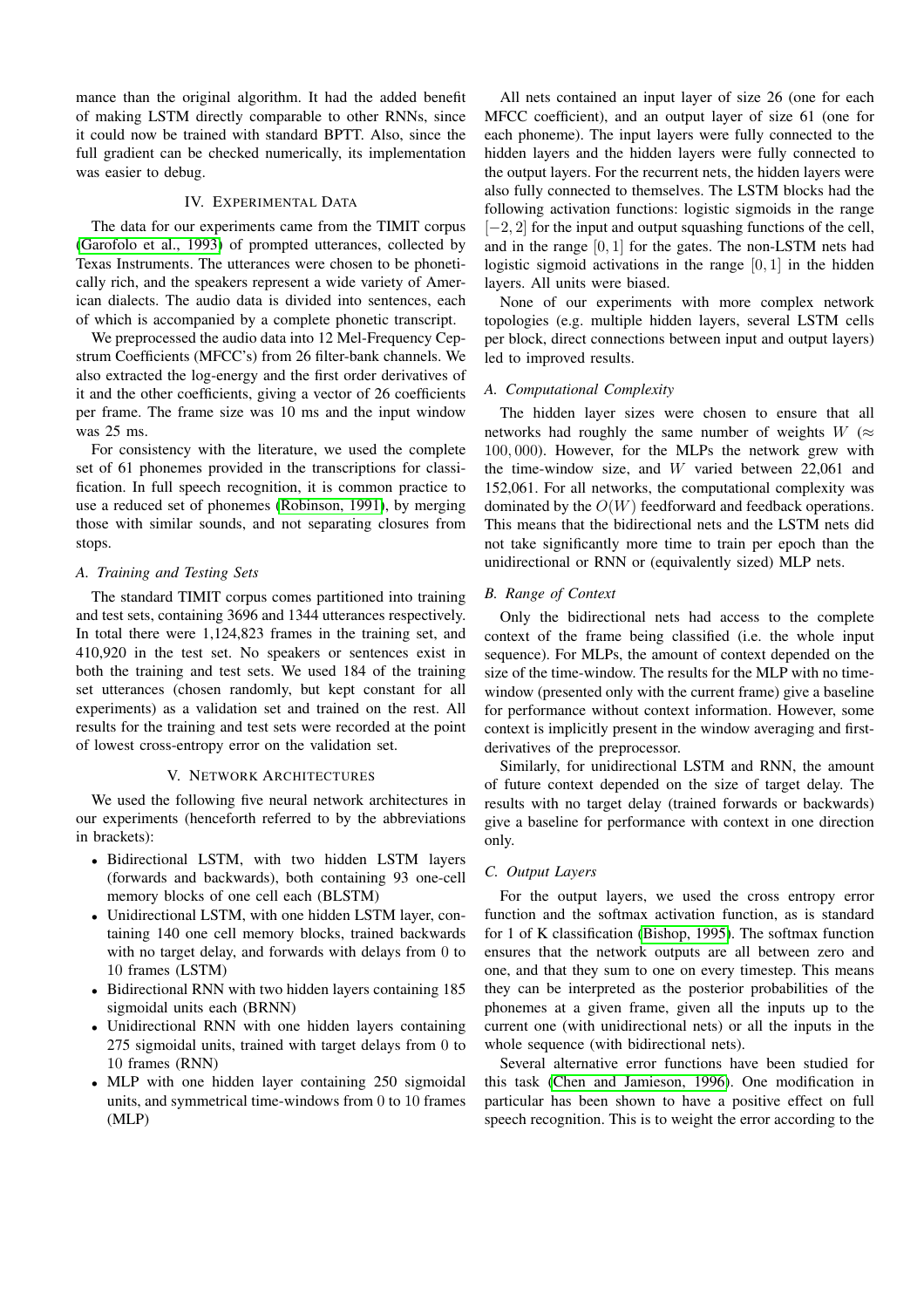mance than the original algorithm. It had the added benefit of making LSTM directly comparable to other RNNs, since it could now be trained with standard BPTT. Also, since the full gradient can be checked numerically, its implementation was easier to debug.

## IV. Experimental Data

The data for our experiments came from the TIMIT corpus (Garofolo et al., 1993) of prompted utterances, collected by Texas Instruments. The utterances were chosen to be phonetically rich, and the speakers represent a wide variety of American dialects. The audio data is divided into sentences, each of which is accompanied by a complete phonetic transcript.

We preprocessed the audio data into 12 Mel-Frequency Cepstrum Coefficients (MFCC's) from 26 filter-bank channels. We also extracted the log-energy and the first order derivatives of it and the other coefficients, giving a vector of 26 coefficients per frame. The frame size was 10 ms and the input window was 25 ms.

For consistency with the literature, we used the complete set of 61 phonemes provided in the transcriptions for classification. In full speech recognition, it is common practice to use a reduced set of phonemes (Robinson, 1991), by merging those with similar sounds, and not separating closures from stops.

### *A. Training and Testing Sets*

The standard TIMIT corpus comes partitioned into training and test sets, containing 3696 and 1344 utterances respectively. In total there were 1,124,823 frames in the training set, and 410,920 in the test set. No speakers or sentences exist in both the training and test sets. We used 184 of the training set utterances (chosen randomly, but kept constant for all experiments) as a validation set and trained on the rest. All results for the training and test sets were recorded at the point of lowest cross-entropy error on the validation set.

## V. Network Architectures

We used the following five neural network architectures in our experiments (henceforth referred to by the abbreviations in brackets):

- Bidirectional LSTM, with two hidden LSTM layers (forwards and backwards), both containing 93 one-cell memory blocks of one cell each (BLSTM)
- Unidirectional LSTM, with one hidden LSTM layer, containing 140 one cell memory blocks, trained backwards with no target delay, and forwards with delays from 0 to 10 frames (LSTM)
- Bidirectional RNN with two hidden layers containing 185 sigmoidal units each (BRNN)
- Unidirectional RNN with one hidden layers containing 275 sigmoidal units, trained with target delays from 0 to 10 frames (RNN)
- MLP with one hidden layer containing 250 sigmoidal units, and symmetrical time-windows from 0 to 10 frames (MLP)

All nets contained an input layer of size 26 (one for each MFCC coefficient), and an output layer of size 61 (one for each phoneme). The input layers were fully connected to the hidden layers and the hidden layers were fully connected to the output layers. For the recurrent nets, the hidden layers were also fully connected to themselves. The LSTM blocks had the following activation functions: logistic sigmoids in the range $[-2, 2]$ for the input and output squashing functions of the cell, and in the range $[0, 1]$ for the gates. The non-LSTM nets had logistic sigmoid activations in the range $[0, 1]$ in the hidden layers. All units were biased.

None of our experiments with more complex network topologies (e.g. multiple hidden layers, several LSTM cells per block, direct connections between input and output layers) led to improved results.

### *A. Computational Complexity*

The hidden layer sizes were chosen to ensure that all networks had roughly the same number of weights $W$ ($\approx 100,000$). However, for the MLPs the network grew with the time-window size, and $W$ varied between 22,061 and 152,061. For all networks, the computational complexity was dominated by the $O(W)$ feedforward and feedback operations. This means that the bidirectional nets and the LSTM nets did not take significantly more time to train per epoch than the unidirectional or RNN or (equivalently sized) MLP nets.

### *B. Range of Context*

Only the bidirectional nets had access to the complete context of the frame being classified (i.e. the whole input sequence). For MLPs, the amount of context depended on the size of the time-window. The results for the MLP with no time-window (presented only with the current frame) give a baseline for performance without context information. However, some context is implicitly present in the window averaging and first-derivatives of the preprocessor.

Similarly, for unidirectional LSTM and RNN, the amount of future context depended on the size of target delay. The results with no target delay (trained forwards or backwards) give a baseline for performance with context in one direction only.

### *C. Output Layers*

For the output layers, we used the cross entropy error function and the softmax activation function, as is standard for 1 of K classification (Bishop, 1995). The softmax function ensures that the network outputs are all between zero and one, and that they sum to one on every timestep. This means they can be interpreted as the posterior probabilities of the phonemes at a given frame, given all the inputs up to the current one (with unidirectional nets) or all the inputs in the whole sequence (with bidirectional nets).

Several alternative error functions have been studied for this task (Chen and Jamieson, 1996). One modification in particular has been shown to have a positive effect on full speech recognition. This is to weight the error according to the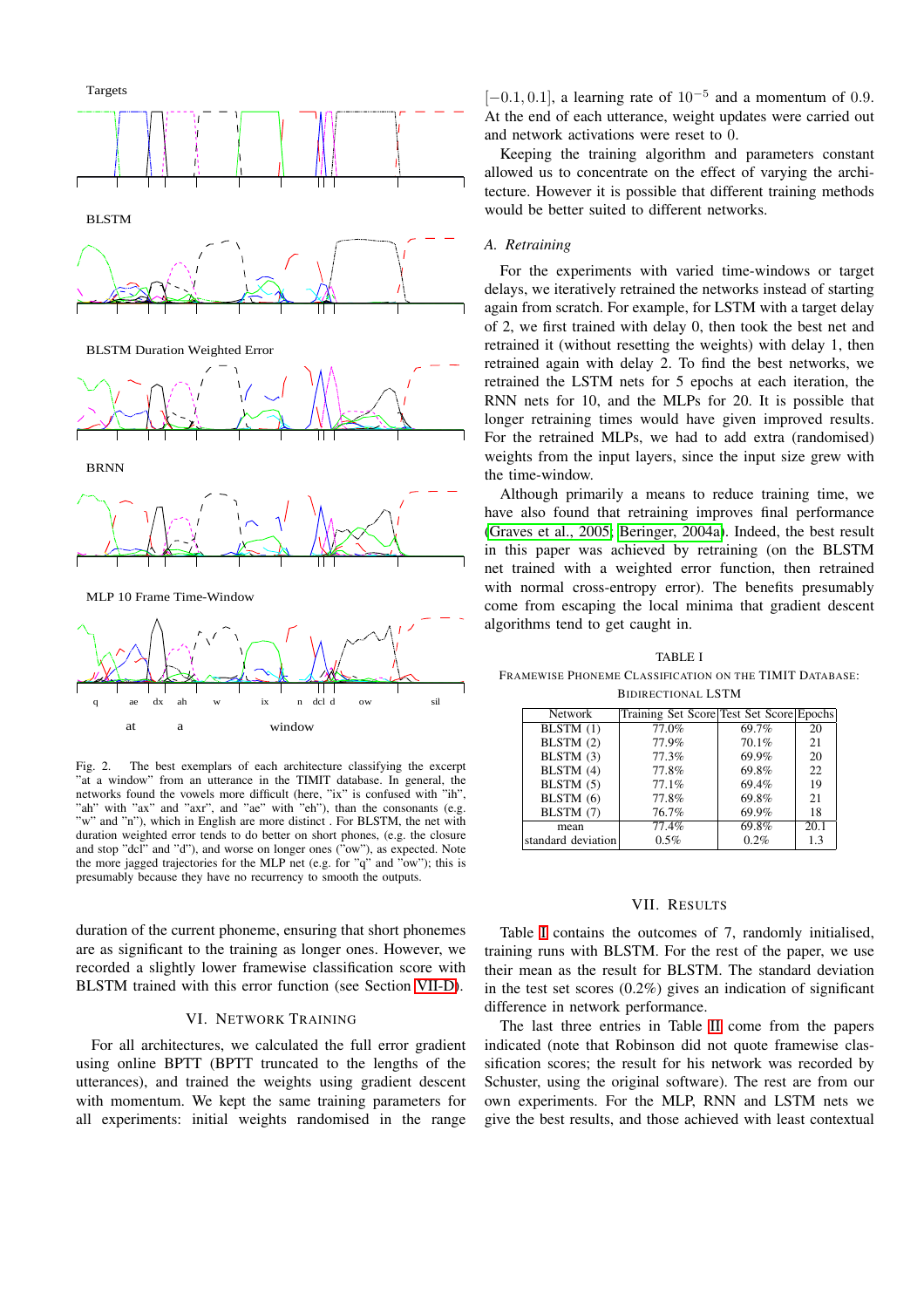Fig. 2. The best exemplars of each architecture classifying the excerpt "at a window" from an utterance in the TIMIT database. In general, the networks found the vowels more difficult (here, "ix" is confused with "ih", "ah" with "ax" and "axr", and "ae" with "eh"), than the consonants (e.g. "w" and "n"), which in English are more distinct . For BLSTM, the net with duration weighted error tends to do better on short phones, (e.g. the closure and stop "dcl" and "d"), and worse on longer ones ("ow"), as expected. Note the more jagged trajectories for the MLP net (e.g. for "q" and "ow"); this is presumably because they have no recurrency to smooth the outputs.

duration of the current phoneme, ensuring that short phonemes are as significant to the training as longer ones. However, we recorded a slightly lower framewise classification score with BLSTM trained with this error function (see Section VII-D).

## VI. Network Training

For all architectures, we calculated the full error gradient using online BPTT (BPTT truncated to the lengths of the utterances), and trained the weights using gradient descent with momentum. We kept the same training parameters for all experiments: initial weights randomised in the range $[-0.1, 0.1]$, a learning rate of $10^{-5}$ and a momentum of 0.9. At the end of each utterance, weight updates were carried out and network activations were reset to 0.

Keeping the training algorithm and parameters constant allowed us to concentrate on the effect of varying the architecture. However it is possible that different training methods would be better suited to different networks.

### A. Retraining

For the experiments with varied time-windows or target delays, we iteratively retrained the networks instead of starting again from scratch. For example, for LSTM with a target delay of 2, we first trained with delay 0, then took the best net and retrained it (without resetting the weights) with delay 1, then retrained again with delay 2. To find the best networks, we retrained the LSTM nets for 5 epochs at each iteration, the RNN nets for 10, and the MLPs for 20. It is possible that longer retraining times would have given improved results. For the retrained MLPs, we had to add extra (randomised) weights from the input layers, since the input size grew with the time-window.

Although primarily a means to reduce training time, we have also found that retraining improves final performance (Graves et al., 2005; Beringer, 2004a). Indeed, the best result in this paper was achieved by retraining (on the BLSTM net trained with a weighted error function, then retrained with normal cross-entropy error). The benefits presumably come from escaping the local minima that gradient descent algorithms tend to get caught in.

TABLE I
Framewise Phoneme Classification on the TIMIT Database: Bidirectional LSTM

| Network | Training Set Score | Test Set Score | Epochs |
|---|---|---|---|
| BLSTM (1) | 77.0% | 69.7% | 20 |
| BLSTM (2) | 77.9% | 70.1% | 21 |
| BLSTM (3) | 77.3% | 69.9% | 20 |
| BLSTM (4) | 77.8% | 69.8% | 22 |
| BLSTM (5) | 77.1% | 69.4% | 19 |
| BLSTM (6) | 77.8% | 69.8% | 21 |
| BLSTM (7) | 76.7% | 69.9% | 18 |
| mean | 77.4% | 69.8% | 20.1 |
| standard deviation | 0.5% | 0.2% | 1.3 |

## VII. Results

Table I contains the outcomes of 7, randomly initialised, training runs with BLSTM. For the rest of the paper, we use their mean as the result for BLSTM. The standard deviation in the test set scores (0.2%) gives an indication of significant difference in network performance.

The last three entries in Table II come from the papers indicated (note that Robinson did not quote framewise classification scores; the result for his network was recorded by Schuster, using the original software). The rest are from our own experiments. For the MLP, RNN and LSTM nets we give the best results, and those achieved with least contextual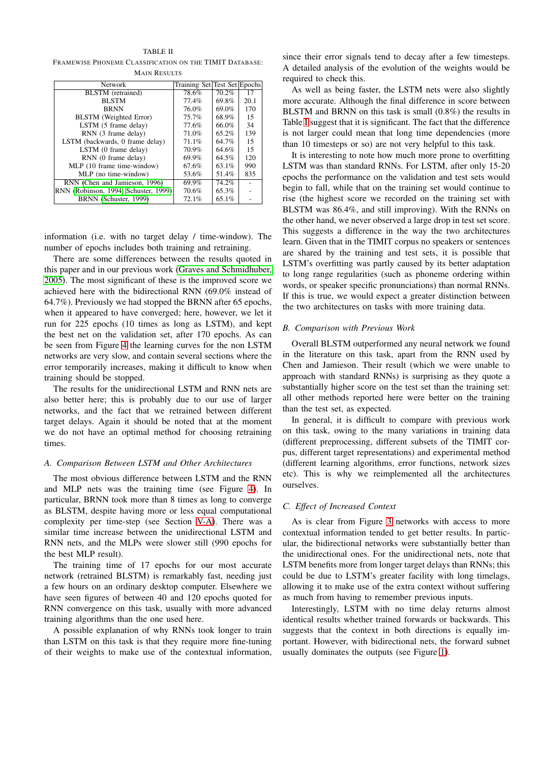TABLE II

FRAMEWISE PHONEME CLASSIFICATION ON THE TIMIT DATABASE: MAIN RESULTS

| Network | Training Set | Test Set | Epochs |
|---|---|---|---|
| BLSTM (retrained) | 78.6% | 70.2% | 17 |
| BLSTM | 77.4% | 69.8% | 20.1 |
| BRNN | 76.0% | 69.0% | 170 |
| BLSTM (Weighted Error) | 75.7% | 68.9% | 15 |
| LSTM (5 frame delay) | 77.6% | 66.0% | 34 |
| RNN (3 frame delay) | 71.0% | 65.2% | 139 |
| LSTM (backwards, 0 frame delay) | 71.1% | 64.7% | 15 |
| LSTM (0 frame delay) | 70.9% | 64.6% | 15 |
| RNN (0 frame delay) | 69.9% | 64.5% | 120 |
| MLP (10 frame time-window) | 67.6% | 63.1% | 990 |
| MLP (no time-window) | 53.6% | 51.4% | 835 |
| RNN (Chen and Jamieson, 1996) | 69.9% | 74.2% | - |
| RNN (Robinson, 1994; Schuster, 1999) | 70.6% | 65.3% | - |
| BRNN (Schuster, 1999) | 72.1% | 65.1% | - |

information (i.e. with no target delay / time-window). The number of epochs includes both training and retraining.

There are some differences between the results quoted in this paper and in our previous work (Graves and Schmidhuber, 2005). The most significant of these is the improved score we achieved here with the bidirectional RNN (69.0% instead of 64.7%). Previously we had stopped the BRNN after 65 epochs, when it appeared to have converged; here, however, we let it run for 225 epochs (10 times as long as LSTM), and kept the best net on the validation set, after 170 epochs. As can be seen from Figure 4 the learning curves for the non LSTM networks are very slow, and contain several sections where the error temporarily increases, making it difficult to know when training should be stopped.

The results for the unidirectional LSTM and RNN nets are also better here; this is probably due to our use of larger networks, and the fact that we retrained between different target delays. Again it should be noted that at the moment we do not have an optimal method for choosing retraining times.

### A. Comparison Between LSTM and Other Architectures

The most obvious difference between LSTM and the RNN and MLP nets was the training time (see Figure 4). In particular, BRNN took more than 8 times as long to converge as BLSTM, despite having more or less equal computational complexity per time-step (see Section V-A). There was a similar time increase between the unidirectional LSTM and RNN nets, and the MLPs were slower still (990 epochs for the best MLP result).

The training time of 17 epochs for our most accurate network (retrained BLSTM) is remarkably fast, needing just a few hours on an ordinary desktop computer. Elsewhere we have seen figures of between 40 and 120 epochs quoted for RNN convergence on this task, usually with more advanced training algorithms than the one used here.

A possible explanation of why RNNs took longer to train than LSTM on this task is that they require more fine-tuning of their weights to make use of the contextual information, since their error signals tend to decay after a few timesteps. A detailed analysis of the evolution of the weights would be required to check this.

As well as being faster, the LSTM nets were also slightly more accurate. Although the final difference in score between BLSTM and BRNN on this task is small (0.8%) the results in Table I suggest that it is significant. The fact that the difference is not larger could mean that long time dependencies (more than 10 timesteps or so) are not very helpful to this task.

It is interesting to note how much more prone to overfitting LSTM was than standard RNNs. For LSTM, after only 15-20 epochs the performance on the validation and test sets would begin to fall, while that on the training set would continue to rise (the highest score we recorded on the training set with BLSTM was 86.4%, and still improving). With the RNNs on the other hand, we never observed a large drop in test set score. This suggests a difference in the way the two architectures learn. Given that in the TIMIT corpus no speakers or sentences are shared by the training and test sets, it is possible that LSTM's overfitting was partly caused by its better adaptation to long range regularities (such as phoneme ordering within words, or speaker specific pronunciations) than normal RNNs. If this is true, we would expect a greater distinction between the two architectures on tasks with more training data.

### B. Comparison with Previous Work

Overall BLSTM outperformed any neural network we found in the literature on this task, apart from the RNN used by Chen and Jamieson. Their result (which we were unable to approach with standard RNNs) is surprising as they quote a substantially higher score on the test set than the training set: all other methods reported here were better on the training than the test set, as expected.

In general, it is difficult to compare with previous work on this task, owing to the many variations in training data (different preprocessing, different subsets of the TIMIT corpus, different target representations) and experimental method (different learning algorithms, error functions, network sizes etc). This is why we reimplemented all the architectures ourselves.

### C. Effect of Increased Context

As is clear from Figure 3 networks with access to more contextual information tended to get better results. In particular, the bidirectional networks were substantially better than the unidirectional ones. For the unidirectional nets, note that LSTM benefits more from longer target delays than RNNs; this could be due to LSTM's greater facility with long timelags, allowing it to make use of the extra context without suffering as much from having to remember previous inputs.

Interestingly, LSTM with no time delay returns almost identical results whether trained forwards or backwards. This suggests that the context in both directions is equally important. However, with bidirectional nets, the forward subnet usually dominates the outputs (see Figure 1).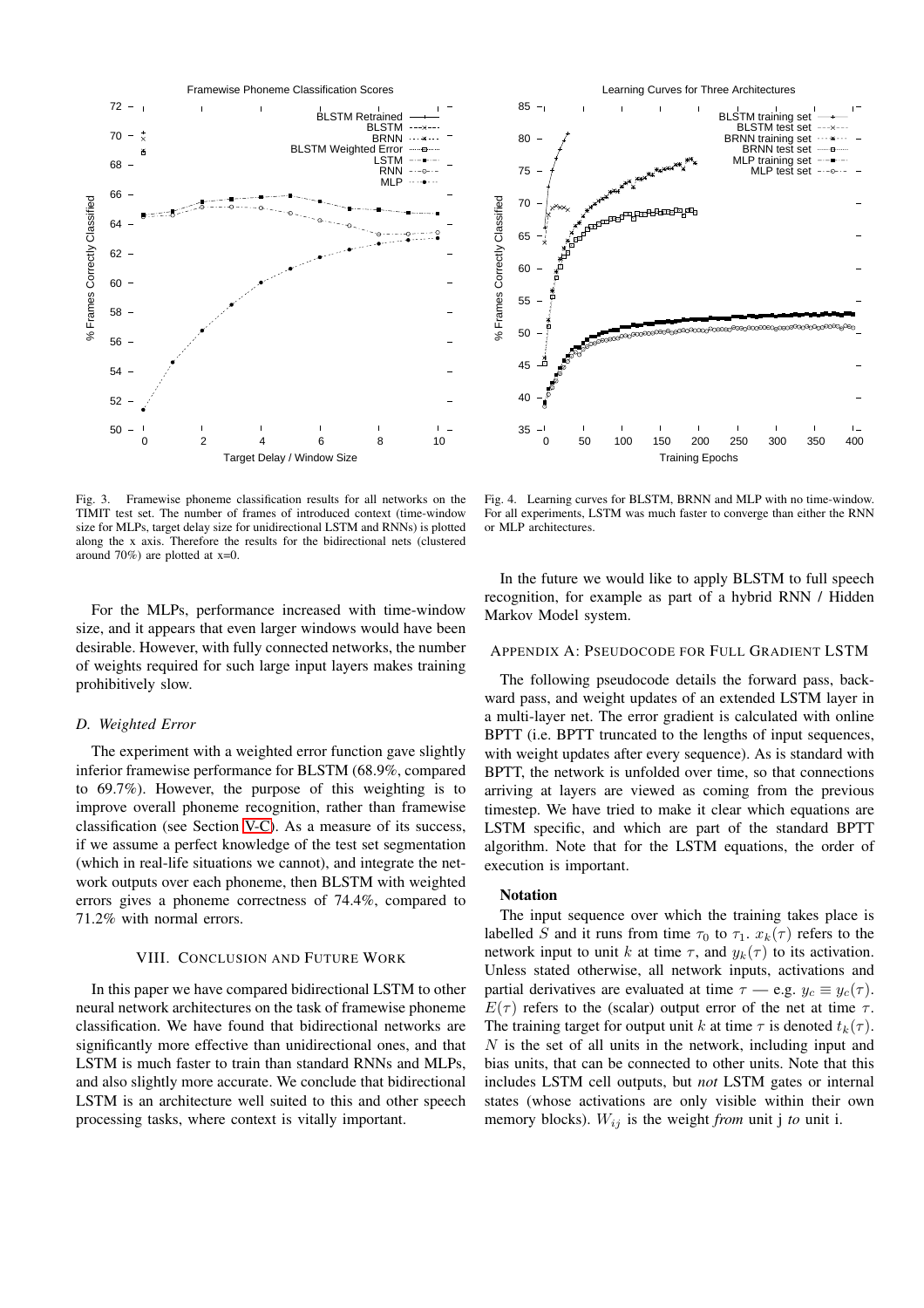Fig. 3. Framewise phoneme classification results for all networks on the TIMIT test set. The number of frames of introduced context (time-window size for MLPs, target delay size for unidirectional LSTM and RNNs) is plotted along the x axis. Therefore the results for the bidirectional nets (clustered around 70%) are plotted at x=0.

Fig. 4. Learning curves for BLSTM, BRNN and MLP with no time-window. For all experiments, LSTM was much faster to converge than either the RNN or MLP architectures.

For the MLPs, performance increased with time-window size, and it appears that even larger windows would have been desirable. However, with fully connected networks, the number of weights required for such large input layers makes training prohibitively slow.

### *D. Weighted Error*

The experiment with a weighted error function gave slightly inferior framewise performance for BLSTM (68.9%, compared to 69.7%). However, the purpose of this weighting is to improve overall phoneme recognition, rather than framewise classification (see Section V-C). As a measure of its success, if we assume a perfect knowledge of the test set segmentation (which in real-life situations we cannot), and integrate the network outputs over each phoneme, then BLSTM with weighted errors gives a phoneme correctness of 74.4%, compared to 71.2% with normal errors.

## VIII. Conclusion and Future Work

In this paper we have compared bidirectional LSTM to other neural network architectures on the task of framewise phoneme classification. We have found that bidirectional networks are significantly more effective than unidirectional ones, and that LSTM is much faster to train than standard RNNs and MLPs, and also slightly more accurate. We conclude that bidirectional LSTM is an architecture well suited to this and other speech processing tasks, where context is vitally important.

In the future we would like to apply BLSTM to full speech recognition, for example as part of a hybrid RNN / Hidden Markov Model system.

## Appendix A: Pseudocode for Full Gradient LSTM

The following pseudocode details the forward pass, backward pass, and weight updates of an extended LSTM layer in a multi-layer net. The error gradient is calculated with online BPTT (i.e. BPTT truncated to the lengths of input sequences, with weight updates after every sequence). As is standard with BPTT, the network is unfolded over time, so that connections arriving at layers are viewed as coming from the previous timestep. We have tried to make it clear which equations are LSTM specific, and which are part of the standard BPTT algorithm. Note that for the LSTM equations, the order of execution is important.

**Notation**

The input sequence over which the training takes place is labelled $S$ and it runs from time $\tau_0$ to $\tau_1$. $x_k(\tau)$ refers to the network input to unit $k$ at time $\tau$, and $y_k(\tau)$ to its activation. Unless stated otherwise, all network inputs, activations and partial derivatives are evaluated at time $\tau$ — e.g. $y_c \equiv y_c(\tau)$. $E(\tau)$ refers to the (scalar) output error of the net at time $\tau$. The training target for output unit $k$ at time $\tau$ is denoted $t_k(\tau)$. $N$ is the set of all units in the network, including input and bias units, that can be connected to other units. Note that this includes LSTM cell outputs, but *not* LSTM gates or internal states (whose activations are only visible within their own memory blocks). $W_{ij}$ is the weight *from* unit j *to* unit i.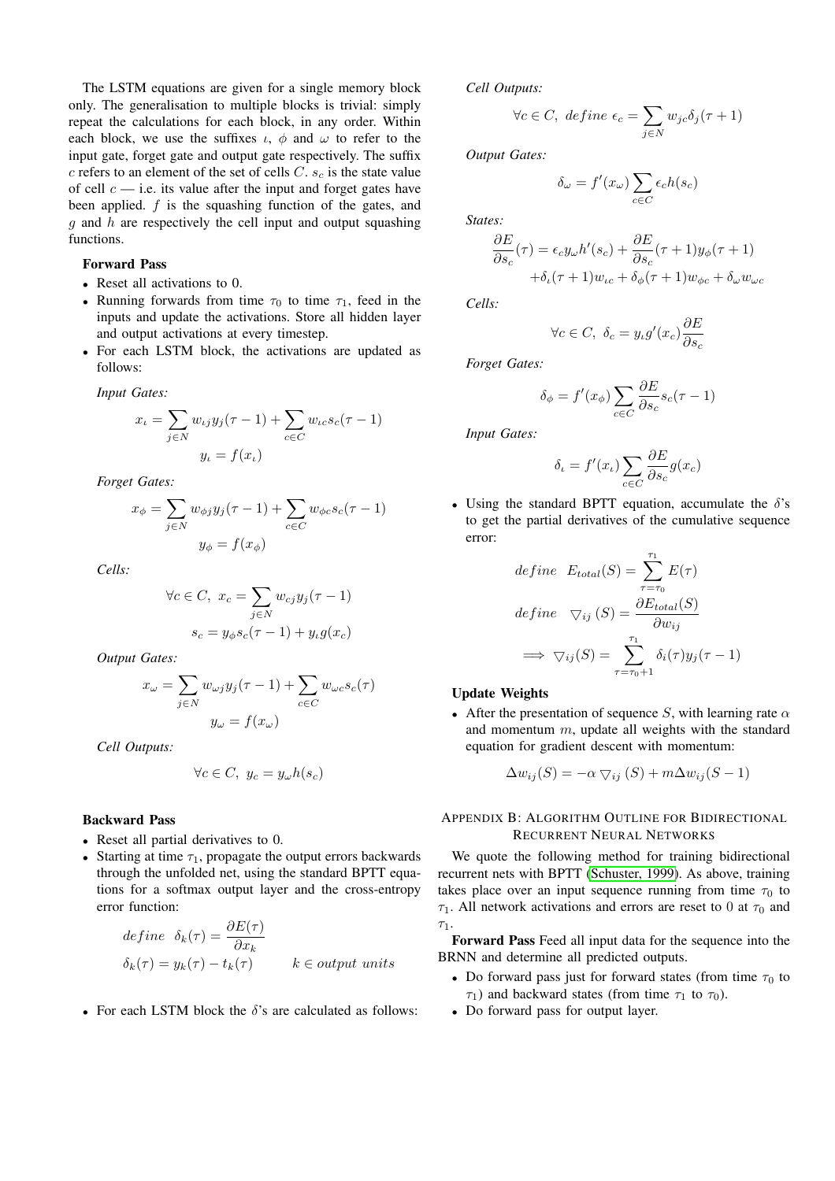The LSTM equations are given for a single memory block only. The generalisation to multiple blocks is trivial: simply repeat the calculations for each block, in any order. Within each block, we use the suffixes $\iota$, $\phi$ and $\omega$ to refer to the input gate, forget gate and output gate respectively. The suffix $c$ refers to an element of the set of cells $C$. $s_c$ is the state value of cell $c$ — i.e. its value after the input and forget gates have been applied. $f$ is the squashing function of the gates, and $g$ and $h$ are respectively the cell input and output squashing functions.

### Forward Pass

- Reset all activations to 0.
- Running forwards from time $\tau_0$ to time $\tau_1$, feed in the inputs and update the activations. Store all hidden layer and output activations at every timestep.
- For each LSTM block, the activations are updated as follows:

*Input Gates:*

$$x_\iota = \sum_{j \in N} w_{\iota j} y_j(\tau - 1) + \sum_{c \in C} w_{\iota c} s_c(\tau - 1)$$
$$y_\iota = f(x_\iota)$$

*Forget Gates:*

$$x_\phi = \sum_{j \in N} w_{\phi j} y_j(\tau - 1) + \sum_{c \in C} w_{\phi c} s_c(\tau - 1)$$
$$y_\phi = f(x_\phi)$$

*Cells:*

$$\forall c \in C,\ x_c = \sum_{j \in N} w_{cj} y_j(\tau - 1)$$
$$s_c = y_\phi s_c(\tau - 1) + y_\iota g(x_c)$$

*Output Gates:*

$$x_\omega = \sum_{j \in N} w_{\omega j} y_j(\tau - 1) + \sum_{c \in C} w_{\omega c} s_c(\tau)$$
$$y_\omega = f(x_\omega)$$

*Cell Outputs:*

$$\forall c \in C,\ y_c = y_\omega h(s_c)$$

### Backward Pass

- Reset all partial derivatives to 0.
- Starting at time $\tau_1$, propagate the output errors backwards through the unfolded net, using the standard BPTT equations for a softmax output layer and the cross-entropy error function:

$$define\ \ \delta_k(\tau) = \frac{\partial E(\tau)}{\partial x_k}$$
$$\delta_k(\tau) = y_k(\tau) - t_k(\tau) \qquad k \in output\ units$$

- For each LSTM block the $\delta$'s are calculated as follows:

*Cell Outputs:*

$$\forall c \in C,\ define\ \epsilon_c = \sum_{j \in N} w_{jc} \delta_j(\tau + 1)$$

*Output Gates:*

$$\delta_\omega = f'(x_\omega) \sum_{c \in C} \epsilon_c h(s_c)$$

*States:*

$$\frac{\partial E}{\partial s_c}(\tau) = \epsilon_c y_\omega h'(s_c) + \frac{\partial E}{\partial s_c}(\tau + 1) y_\phi(\tau + 1) + \delta_\iota(\tau + 1) w_{\iota c} + \delta_\phi(\tau + 1) w_{\phi c} + \delta_\omega w_{\omega c}$$

*Cells:*

$$\forall c \in C,\ \delta_c = y_\iota g'(x_c) \frac{\partial E}{\partial s_c}$$

*Forget Gates:*

$$\delta_\phi = f'(x_\phi) \sum_{c \in C} \frac{\partial E}{\partial s_c} s_c(\tau - 1)$$

*Input Gates:*

$$\delta_\iota = f'(x_\iota) \sum_{c \in C} \frac{\partial E}{\partial s_c} g(x_c)$$

- Using the standard BPTT equation, accumulate the $\delta$'s to get the partial derivatives of the cumulative sequence error:

$$define\ \ E_{total}(S) = \sum_{\tau = \tau_0}^{\tau_1} E(\tau)$$
$$define\ \ \triangledown_{ij}(S) = \frac{\partial E_{total}(S)}{\partial w_{ij}}$$
$$\implies \triangledown_{ij}(S) = \sum_{\tau = \tau_0 + 1}^{\tau_1} \delta_i(\tau) y_j(\tau - 1)$$

### Update Weights

- After the presentation of sequence $S$, with learning rate $\alpha$ and momentum $m$, update all weights with the standard equation for gradient descent with momentum:

$$\Delta w_{ij}(S) = -\alpha \triangledown_{ij}(S) + m \Delta w_{ij}(S - 1)$$

## Appendix B: Algorithm Outline for Bidirectional Recurrent Neural Networks

We quote the following method for training bidirectional recurrent nets with BPTT (Schuster, 1999). As above, training takes place over an input sequence running from time $\tau_0$ to $\tau_1$. All network activations and errors are reset to 0 at $\tau_0$ and $\tau_1$.

**Forward Pass** Feed all input data for the sequence into the BRNN and determine all predicted outputs.

- Do forward pass just for forward states (from time $\tau_0$ to $\tau_1$) and backward states (from time $\tau_1$ to $\tau_0$).
- Do forward pass for output layer.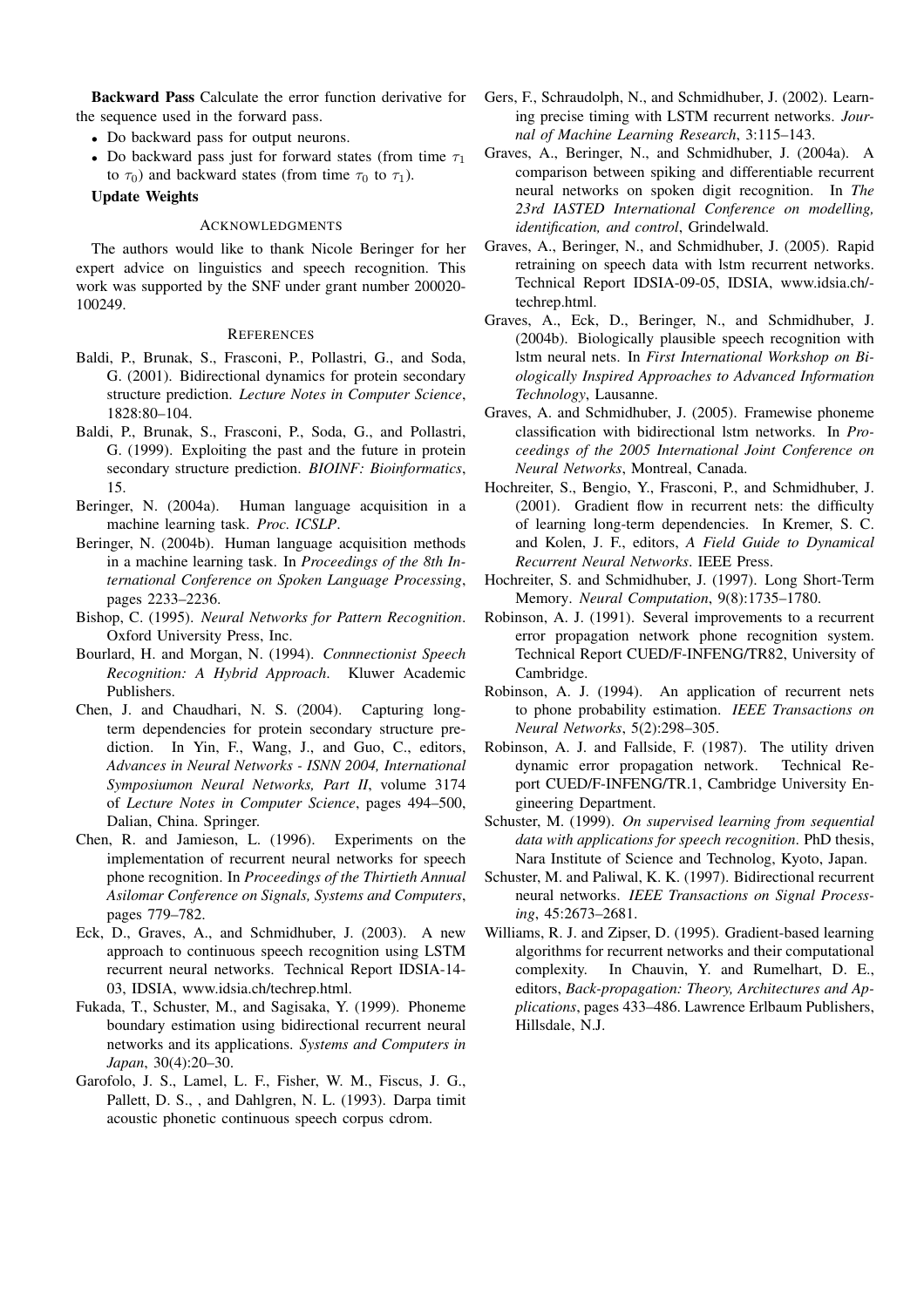**Backward Pass** Calculate the error function derivative for the sequence used in the forward pass.

- Do backward pass for output neurons.
- Do backward pass just for forward states (from time $\tau_1$ to $\tau_0$) and backward states (from time $\tau_0$ to $\tau_1$).

**Update Weights**

## ACKNOWLEDGMENTS

The authors would like to thank Nicole Beringer for her expert advice on linguistics and speech recognition. This work was supported by the SNF under grant number 200020-100249.

## REFERENCES

Baldi, P., Brunak, S., Frasconi, P., Pollastri, G., and Soda, G. (2001). Bidirectional dynamics for protein secondary structure prediction. *Lecture Notes in Computer Science*, 1828:80–104.

Baldi, P., Brunak, S., Frasconi, P., Soda, G., and Pollastri, G. (1999). Exploiting the past and the future in protein secondary structure prediction. *BIOINF: Bioinformatics*, 15.

Beringer, N. (2004a). Human language acquisition in a machine learning task. *Proc. ICSLP*.

Beringer, N. (2004b). Human language acquisition methods in a machine learning task. In *Proceedings of the 8th International Conference on Spoken Language Processing*, pages 2233–2236.

Bishop, C. (1995). *Neural Networks for Pattern Recognition*. Oxford University Press, Inc.

Bourlard, H. and Morgan, N. (1994). *Connnectionist Speech Recognition: A Hybrid Approach*. Kluwer Academic Publishers.

Chen, J. and Chaudhari, N. S. (2004). Capturing long-term dependencies for protein secondary structure prediction. In Yin, F., Wang, J., and Guo, C., editors, *Advances in Neural Networks - ISNN 2004, International Symposiumon Neural Networks, Part II*, volume 3174 of *Lecture Notes in Computer Science*, pages 494–500, Dalian, China. Springer.

Chen, R. and Jamieson, L. (1996). Experiments on the implementation of recurrent neural networks for speech phone recognition. In *Proceedings of the Thirtieth Annual Asilomar Conference on Signals, Systems and Computers*, pages 779–782.

Eck, D., Graves, A., and Schmidhuber, J. (2003). A new approach to continuous speech recognition using LSTM recurrent neural networks. Technical Report IDSIA-14-03, IDSIA, www.idsia.ch/techrep.html.

Fukada, T., Schuster, M., and Sagisaka, Y. (1999). Phoneme boundary estimation using bidirectional recurrent neural networks and its applications. *Systems and Computers in Japan*, 30(4):20–30.

Garofolo, J. S., Lamel, L. F., Fisher, W. M., Fiscus, J. G., Pallett, D. S., , and Dahlgren, N. L. (1993). Darpa timit acoustic phonetic continuous speech corpus cdrom.

Gers, F., Schraudolph, N., and Schmidhuber, J. (2002). Learning precise timing with LSTM recurrent networks. *Journal of Machine Learning Research*, 3:115–143.

Graves, A., Beringer, N., and Schmidhuber, J. (2004a). A comparison between spiking and differentiable recurrent neural networks on spoken digit recognition. In *The 23rd IASTED International Conference on modelling, identification, and control*, Grindelwald.

Graves, A., Beringer, N., and Schmidhuber, J. (2005). Rapid retraining on speech data with lstm recurrent networks. Technical Report IDSIA-09-05, IDSIA, www.idsia.ch/-techrep.html.

Graves, A., Eck, D., Beringer, N., and Schmidhuber, J. (2004b). Biologically plausible speech recognition with lstm neural nets. In *First International Workshop on Biologically Inspired Approaches to Advanced Information Technology*, Lausanne.

Graves, A. and Schmidhuber, J. (2005). Framewise phoneme classification with bidirectional lstm networks. In *Proceedings of the 2005 International Joint Conference on Neural Networks*, Montreal, Canada.

Hochreiter, S., Bengio, Y., Frasconi, P., and Schmidhuber, J. (2001). Gradient flow in recurrent nets: the difficulty of learning long-term dependencies. In Kremer, S. C. and Kolen, J. F., editors, *A Field Guide to Dynamical Recurrent Neural Networks*. IEEE Press.

Hochreiter, S. and Schmidhuber, J. (1997). Long Short-Term Memory. *Neural Computation*, 9(8):1735–1780.

Robinson, A. J. (1991). Several improvements to a recurrent error propagation network phone recognition system. Technical Report CUED/F-INFENG/TR82, University of Cambridge.

Robinson, A. J. (1994). An application of recurrent nets to phone probability estimation. *IEEE Transactions on Neural Networks*, 5(2):298–305.

Robinson, A. J. and Fallside, F. (1987). The utility driven dynamic error propagation network. Technical Report CUED/F-INFENG/TR.1, Cambridge University Engineering Department.

Schuster, M. (1999). *On supervised learning from sequential data with applications for speech recognition*. PhD thesis, Nara Institute of Science and Technolog, Kyoto, Japan.

Schuster, M. and Paliwal, K. K. (1997). Bidirectional recurrent neural networks. *IEEE Transactions on Signal Processing*, 45:2673–2681.

Williams, R. J. and Zipser, D. (1995). Gradient-based learning algorithms for recurrent networks and their computational complexity. In Chauvin, Y. and Rumelhart, D. E., editors, *Back-propagation: Theory, Architectures and Applications*, pages 433–486. Lawrence Erlbaum Publishers, Hillsdale, N.J.